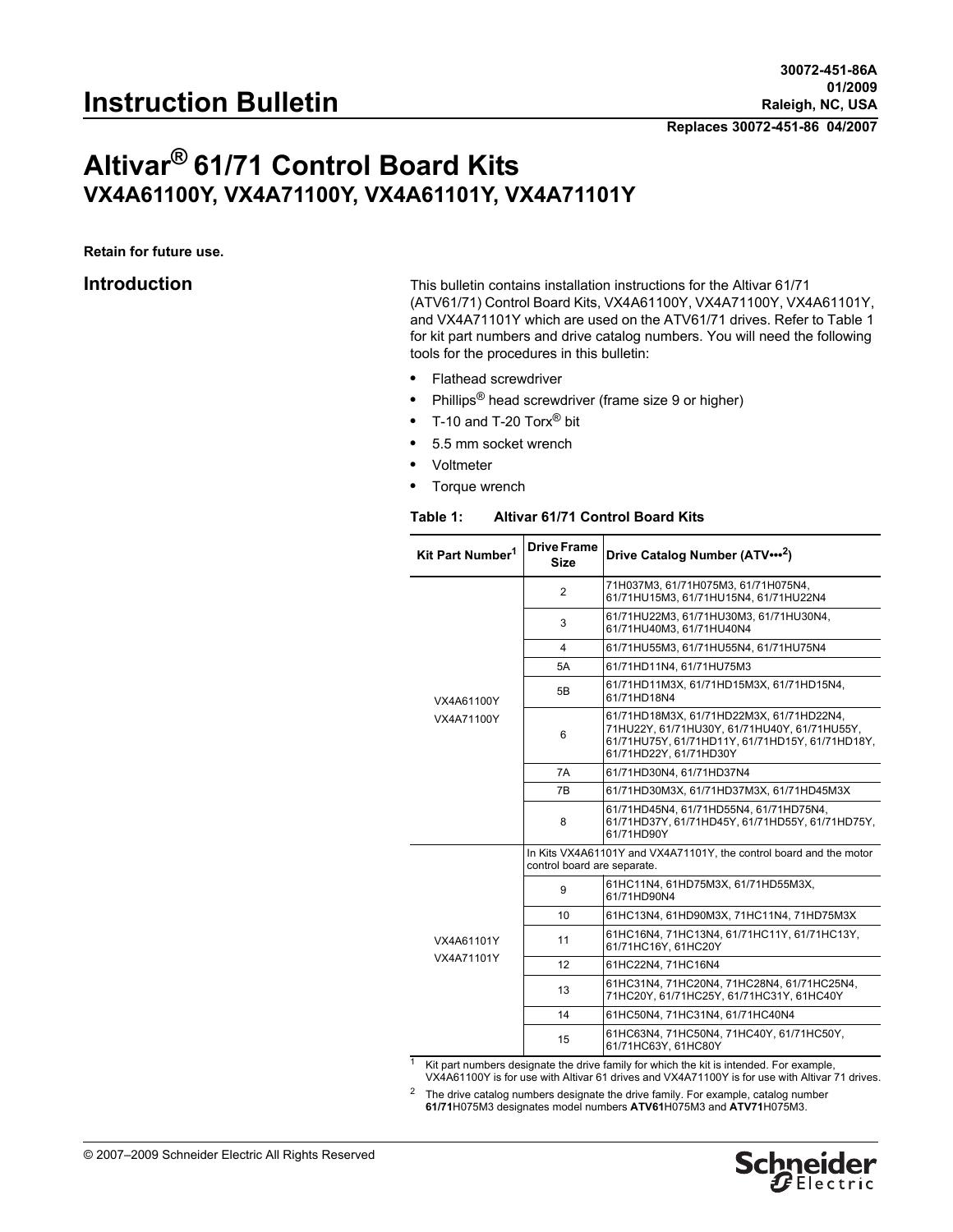30072-451-86A
01/2009
Raleigh, NC, USA

**Replaces 30072-451-86 04/2007**

# Instruction Bulletin

# Altivar® 61/71 Control Board Kits

## VX4A61100Y, VX4A71100Y, VX4A61101Y, VX4A71101Y

**Retain for future use.**

## Introduction

This bulletin contains installation instructions for the Altivar 61/71 (ATV61/71) Control Board Kits, VX4A61100Y, VX4A71100Y, VX4A61101Y, and VX4A71101Y which are used on the ATV61/71 drives. Refer to Table 1 for kit part numbers and drive catalog numbers. You will need the following tools for the procedures in this bulletin:

- Flathead screwdriver
- Phillips® head screwdriver (frame size 9 or higher)
- T-10 and T-20 Torx® bit
- 5.5 mm socket wrench
- Voltmeter
- Torque wrench

**Table 1: Altivar 61/71 Control Board Kits**

| Kit Part Number[1] | Drive Frame Size | Drive Catalog Number (ATV•••[2]) |
|---|---|---|
| VX4A61100Y VX4A71100Y | 2 | 71H037M3, 61/71H075M3, 61/71H075N4, 61/71HU15M3, 61/71HU15N4, 61/71HU22N4 |
| | 3 | 61/71HU22M3, 61/71HU30M3, 61/71HU30N4, 61/71HU40M3, 61/71HU40N4 |
| | 4 | 61/71HU55M3, 61/71HU55N4, 61/71HU75N4 |
| | 5A | 61/71HD11N4, 61/71HU75M3 |
| | 5B | 61/71HD11M3X, 61/71HD15M3X, 61/71HD15N4, 61/71HD18N4 |
| | 6 | 61/71HD18M3X, 61/71HD22M3X, 61/71HD22N4, 71HU22Y, 61/71HU30Y, 61/71HU40Y, 61/71HU55Y, 61/71HU75Y, 61/71HD11Y, 61/71HD15Y, 61/71HD18Y, 61/71HD22Y, 61/71HD30Y |
| | 7A | 61/71HD30N4, 61/71HD37N4 |
| | 7B | 61/71HD30M3X, 61/71HD37M3X, 61/71HD45M3X |
| | 8 | 61/71HD45N4, 61/71HD55N4, 61/71HD75N4, 61/71HD37Y, 61/71HD45Y, 61/71HD55Y, 61/71HD75Y, 61/71HD90Y |
| VX4A61101Y VX4A71101Y | In Kits VX4A61101Y and VX4A71101Y, the control board and the motor control board are separate. | |
| | 9 | 61HC11N4, 61HD75M3X, 61/71HD55M3X, 61/71HD90N4 |
| | 10 | 61HC13N4, 61HD90M3X, 71HC11N4, 71HD75M3X |
| | 11 | 61HC16N4, 71HC13N4, 61/71HC11Y, 61/71HC13Y, 61/71HC16Y, 61HC20Y |
| | 12 | 61HC22N4, 71HC16N4 |
| | 13 | 61HC31N4, 71HC20N4, 71HC28N4, 61/71HC25N4, 71HC20Y, 61/71HC25Y, 61/71HC31Y, 61HC40Y |
| | 14 | 61HC50N4, 71HC31N4, 61/71HC40N4 |
| | 15 | 61HC63N4, 71HC50N4, 71HC40Y, 61/71HC50Y, 61/71HC63Y, 61HC80Y |

[1] Kit part numbers designate the drive family for which the kit is intended. For example, VX4A61100Y is for use with Altivar 61 drives and VX4A71100Y is for use with Altivar 71 drives.

[2] The drive catalog numbers designate the drive family. For example, catalog number **61/71**H075M3 designates model numbers **ATV61**H075M3 and **ATV71**H075M3.

© 2007–2009 Schneider Electric All Rights Reserved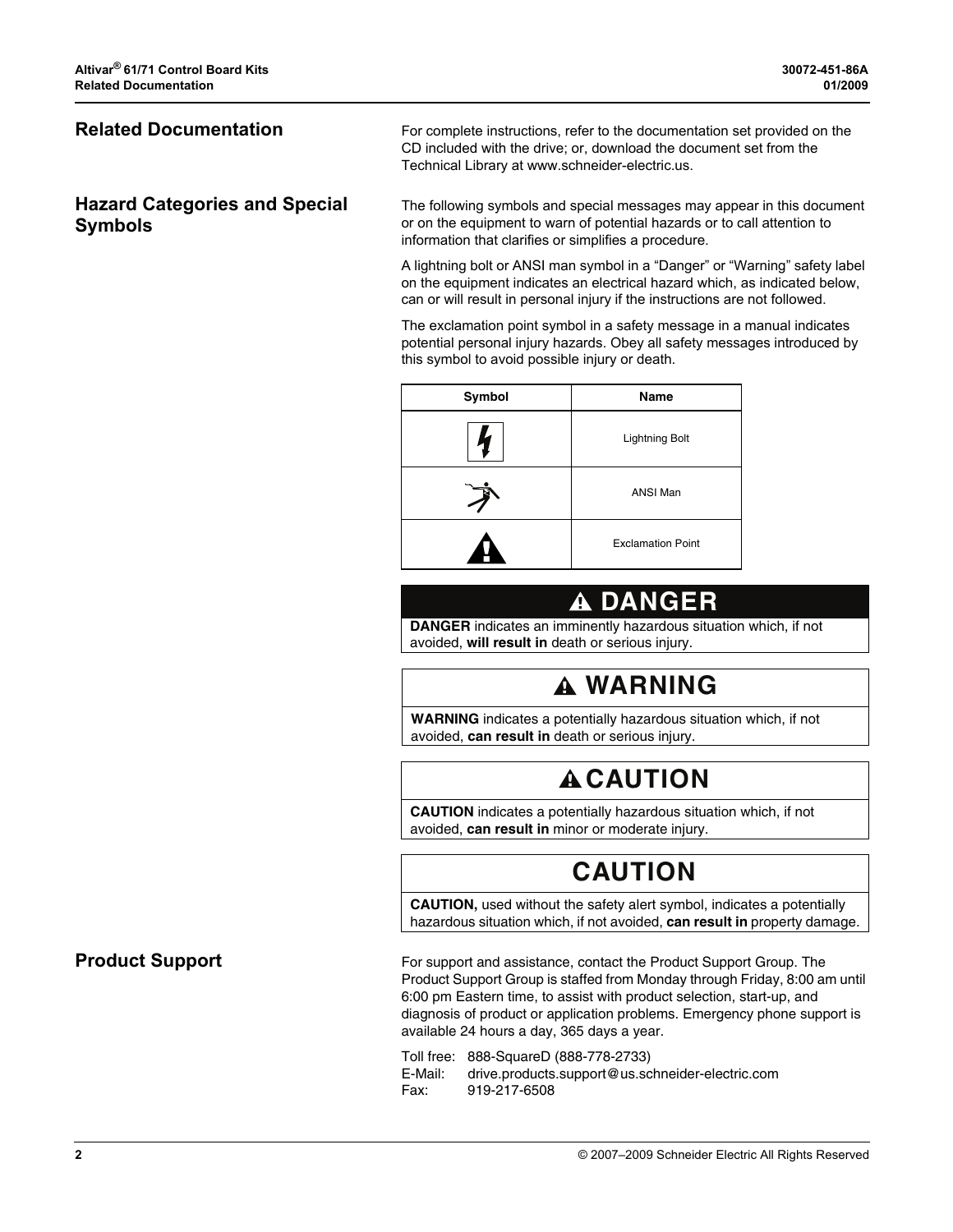## Related Documentation

For complete instructions, refer to the documentation set provided on the CD included with the drive; or, download the document set from the Technical Library at www.schneider-electric.us.

## Hazard Categories and Special Symbols

The following symbols and special messages may appear in this document or on the equipment to warn of potential hazards or to call attention to information that clarifies or simplifies a procedure.

A lightning bolt or ANSI man symbol in a “Danger” or “Warning” safety label on the equipment indicates an electrical hazard which, as indicated below, can or will result in personal injury if the instructions are not followed.

The exclamation point symbol in a safety message in a manual indicates potential personal injury hazards. Obey all safety messages introduced by this symbol to avoid possible injury or death.

| Symbol | Name |
|---|---|
| | Lightning Bolt |
| | ANSI Man |
| | Exclamation Point |

**DANGER**

**DANGER** indicates an imminently hazardous situation which, if not avoided, **will result in** death or serious injury.

**WARNING**

**WARNING** indicates a potentially hazardous situation which, if not avoided, **can result in** death or serious injury.

**CAUTION**

**CAUTION** indicates a potentially hazardous situation which, if not avoided, **can result in** minor or moderate injury.

**CAUTION**

**CAUTION,** used without the safety alert symbol, indicates a potentially hazardous situation which, if not avoided, **can result in** property damage.

## Product Support

For support and assistance, contact the Product Support Group. The Product Support Group is staffed from Monday through Friday, 8:00 am until 6:00 pm Eastern time, to assist with product selection, start-up, and diagnosis of product or application problems. Emergency phone support is available 24 hours a day, 365 days a year.

Toll free: 888-SquareD (888-778-2733)
E-Mail: drive.products.support@us.schneider-electric.com
Fax: 919-217-6508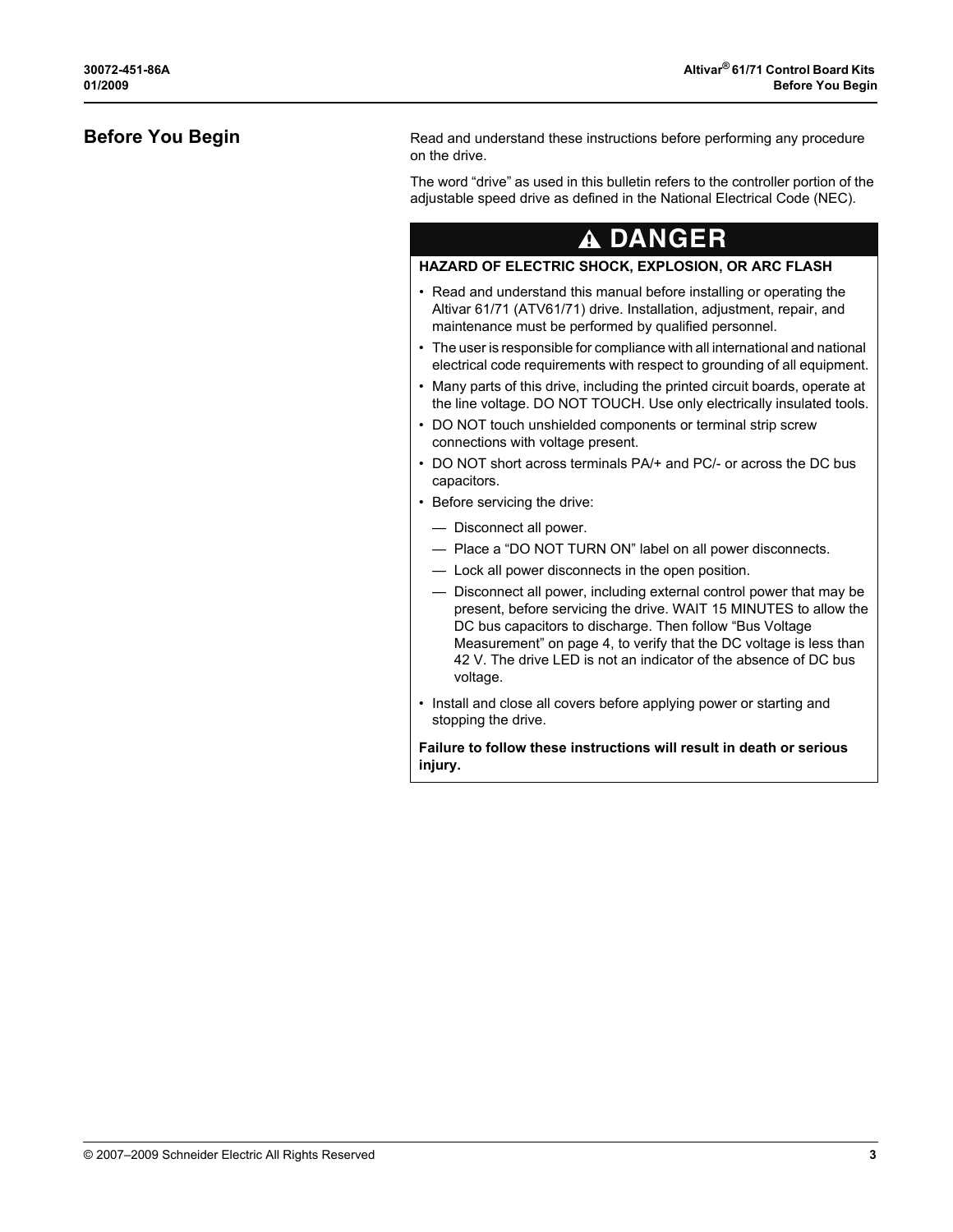## Before You Begin

Read and understand these instructions before performing any procedure on the drive.

The word “drive” as used in this bulletin refers to the controller portion of the adjustable speed drive as defined in the National Electrical Code (NEC).

> **⚠ DANGER**
>
> **HAZARD OF ELECTRIC SHOCK, EXPLOSION, OR ARC FLASH**
>
> - Read and understand this manual before installing or operating the Altivar 61/71 (ATV61/71) drive. Installation, adjustment, repair, and maintenance must be performed by qualified personnel.
> - The user is responsible for compliance with all international and national electrical code requirements with respect to grounding of all equipment.
> - Many parts of this drive, including the printed circuit boards, operate at the line voltage. DO NOT TOUCH. Use only electrically insulated tools.
> - DO NOT touch unshielded components or terminal strip screw connections with voltage present.
> - DO NOT short across terminals PA/+ and PC/- or across the DC bus capacitors.
> - Before servicing the drive:
>   - Disconnect all power.
>   - Place a “DO NOT TURN ON” label on all power disconnects.
>   - Lock all power disconnects in the open position.
>   - Disconnect all power, including external control power that may be present, before servicing the drive. WAIT 15 MINUTES to allow the DC bus capacitors to discharge. Then follow “Bus Voltage Measurement” on page 4, to verify that the DC voltage is less than 42 V. The drive LED is not an indicator of the absence of DC bus voltage.
> - Install and close all covers before applying power or starting and stopping the drive.
>
> **Failure to follow these instructions will result in death or serious injury.**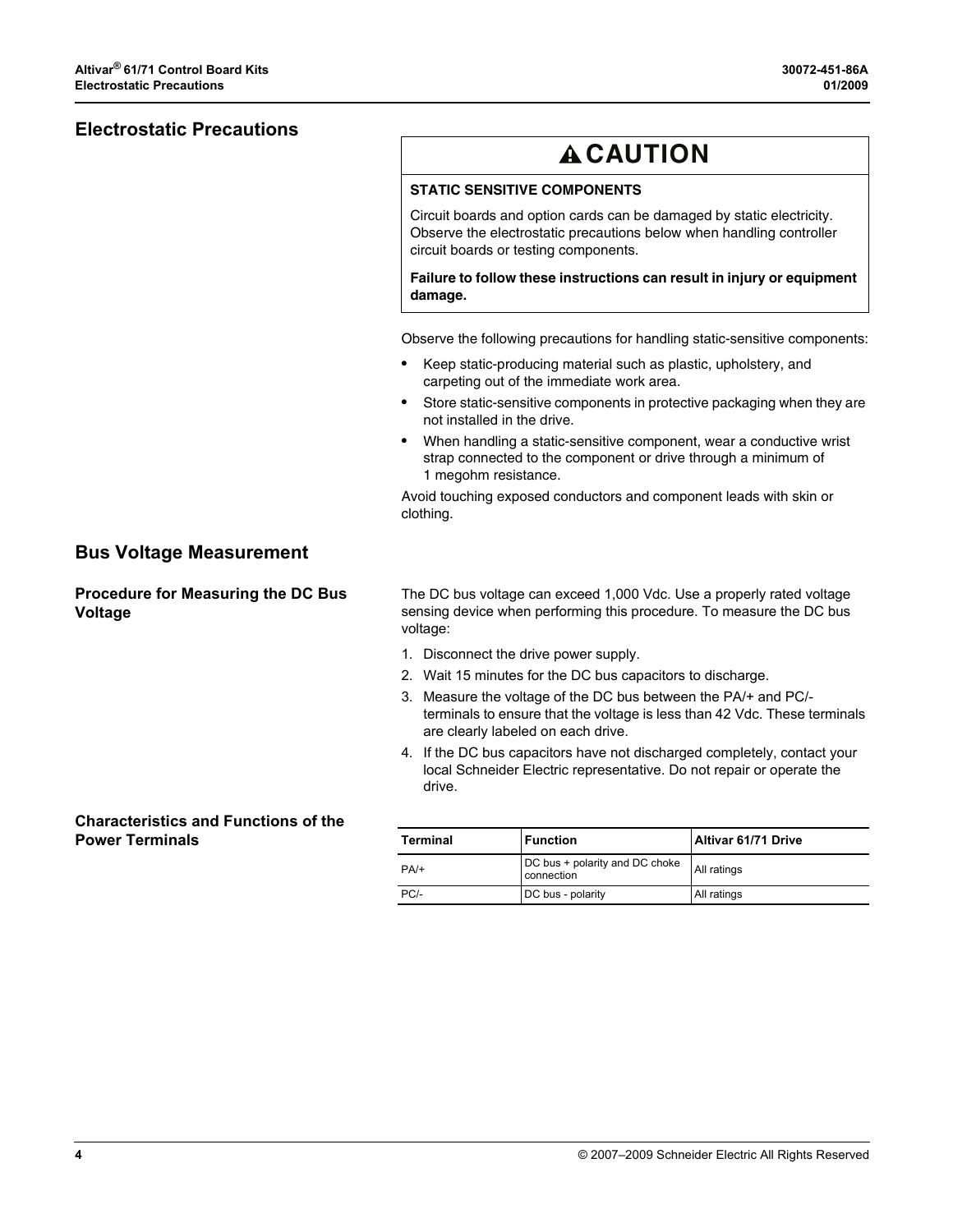## Electrostatic Precautions

**⚠ CAUTION**

**STATIC SENSITIVE COMPONENTS**

Circuit boards and option cards can be damaged by static electricity. Observe the electrostatic precautions below when handling controller circuit boards or testing components.

**Failure to follow these instructions can result in injury or equipment damage.**

Observe the following precautions for handling static-sensitive components:

- Keep static-producing material such as plastic, upholstery, and carpeting out of the immediate work area.
- Store static-sensitive components in protective packaging when they are not installed in the drive.
- When handling a static-sensitive component, wear a conductive wrist strap connected to the component or drive through a minimum of 1 megohm resistance.

Avoid touching exposed conductors and component leads with skin or clothing.

## Bus Voltage Measurement

### Procedure for Measuring the DC Bus Voltage

The DC bus voltage can exceed 1,000 Vdc. Use a properly rated voltage sensing device when performing this procedure. To measure the DC bus voltage:

1. Disconnect the drive power supply.
2. Wait 15 minutes for the DC bus capacitors to discharge.
3. Measure the voltage of the DC bus between the PA/+ and PC/- terminals to ensure that the voltage is less than 42 Vdc. These terminals are clearly labeled on each drive.
4. If the DC bus capacitors have not discharged completely, contact your local Schneider Electric representative. Do not repair or operate the drive.

### Characteristics and Functions of the Power Terminals

| Terminal | Function | Altivar 61/71 Drive |
|---|---|---|
| PA/+ | DC bus + polarity and DC choke connection | All ratings |
| PC/- | DC bus - polarity | All ratings |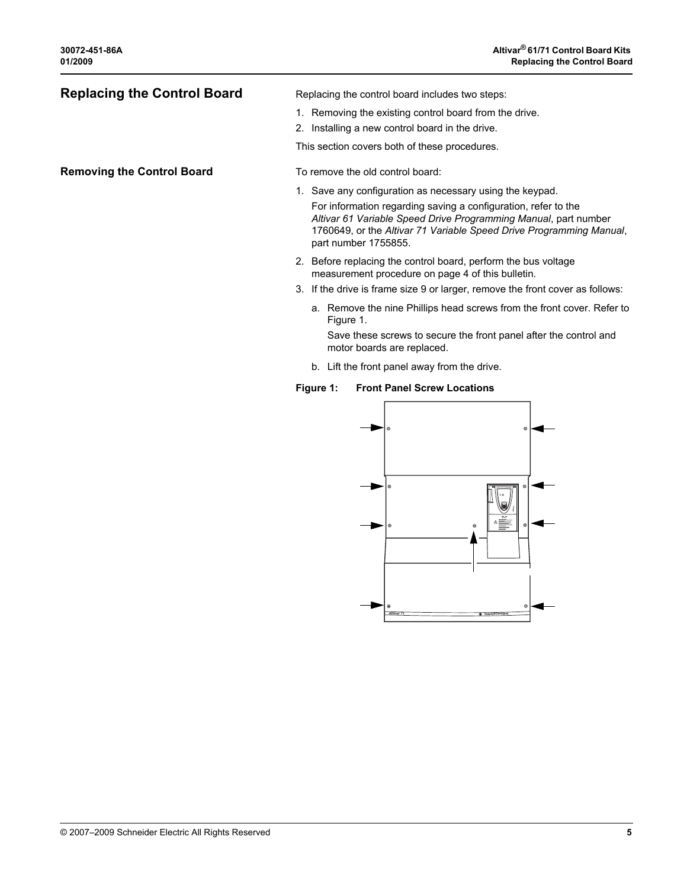## Replacing the Control Board

Replacing the control board includes two steps:

1. Removing the existing control board from the drive.
2. Installing a new control board in the drive.

This section covers both of these procedures.

### Removing the Control Board

To remove the old control board:

1. Save any configuration as necessary using the keypad.

   For information regarding saving a configuration, refer to the *Altivar 61 Variable Speed Drive Programming Manual*, part number 1760649, or the *Altivar 71 Variable Speed Drive Programming Manual*, part number 1755855.

2. Before replacing the control board, perform the bus voltage measurement procedure on page 4 of this bulletin.
3. If the drive is frame size 9 or larger, remove the front cover as follows:

   a. Remove the nine Phillips head screws from the front cover. Refer to Figure 1.

      Save these screws to secure the front panel after the control and motor boards are replaced.

   b. Lift the front panel away from the drive.

**Figure 1: Front Panel Screw Locations**

Altivar 71

Telemecanique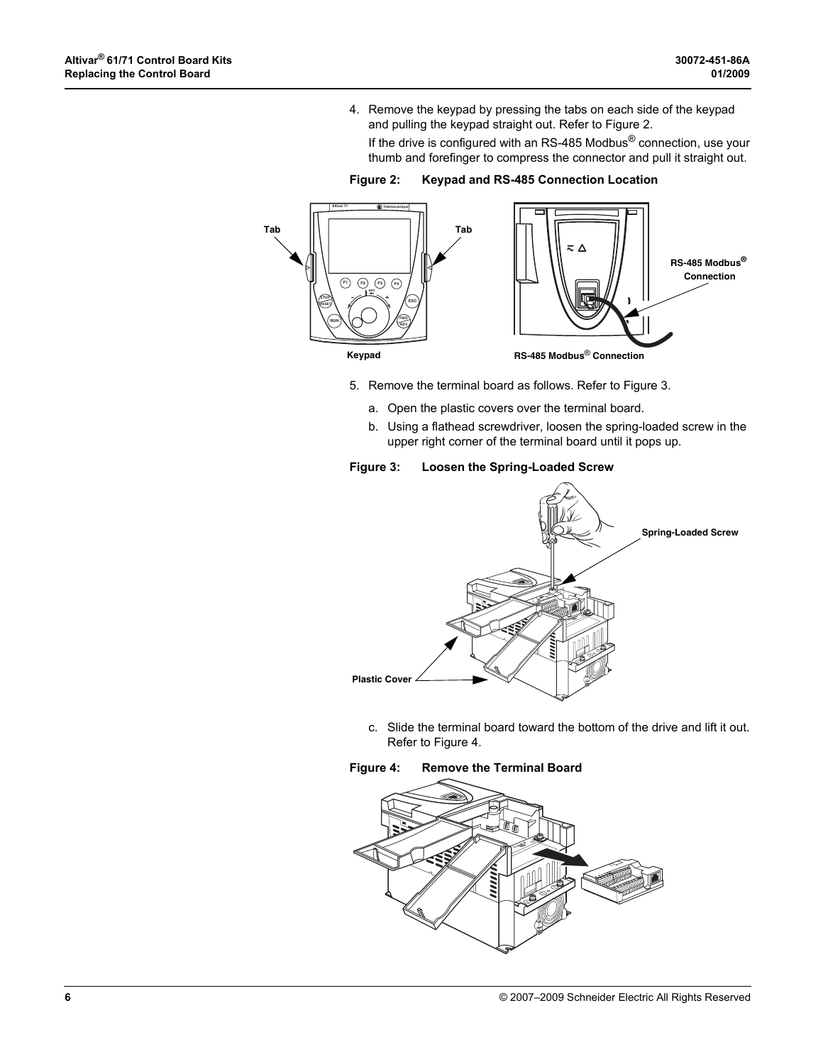4. Remove the keypad by pressing the tabs on each side of the keypad and pulling the keypad straight out. Refer to Figure 2.

   If the drive is configured with an RS-485 Modbus® connection, use your thumb and forefinger to compress the connector and pull it straight out.

**Figure 2: Keypad and RS-485 Connection Location**

Tab

Tab

Keypad

RS-485 Modbus® Connection

RS-485 Modbus® Connection

5. Remove the terminal board as follows. Refer to Figure 3.

   a. Open the plastic covers over the terminal board.

   b. Using a flathead screwdriver, loosen the spring-loaded screw in the upper right corner of the terminal board until it pops up.

**Figure 3: Loosen the Spring-Loaded Screw**

Spring-Loaded Screw

Plastic Cover

   c. Slide the terminal board toward the bottom of the drive and lift it out. Refer to Figure 4.

**Figure 4: Remove the Terminal Board**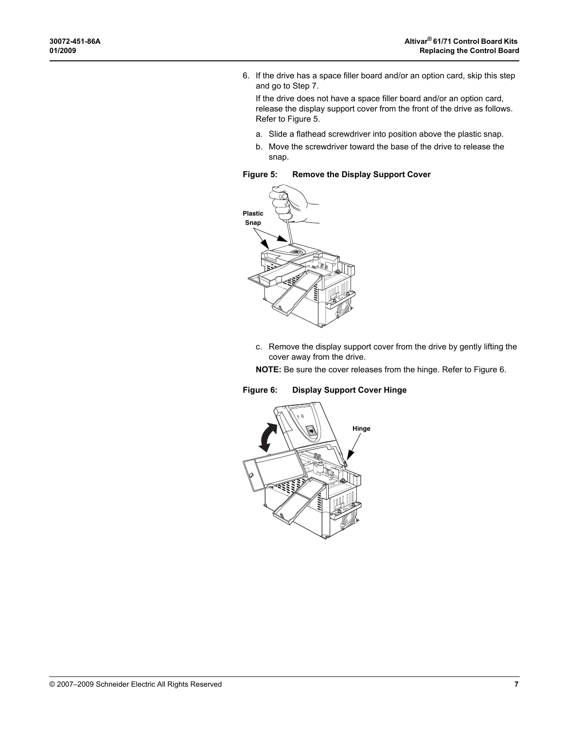6. If the drive has a space filler board and/or an option card, skip this step and go to Step 7.

   If the drive does not have a space filler board and/or an option card, release the display support cover from the front of the drive as follows. Refer to Figure 5.

   a. Slide a flathead screwdriver into position above the plastic snap.
   b. Move the screwdriver toward the base of the drive to release the snap.

**Figure 5: Remove the Display Support Cover**

Plastic Snap

   c. Remove the display support cover from the drive by gently lifting the cover away from the drive.

   **NOTE:** Be sure the cover releases from the hinge. Refer to Figure 6.

**Figure 6: Display Support Cover Hinge**

Hinge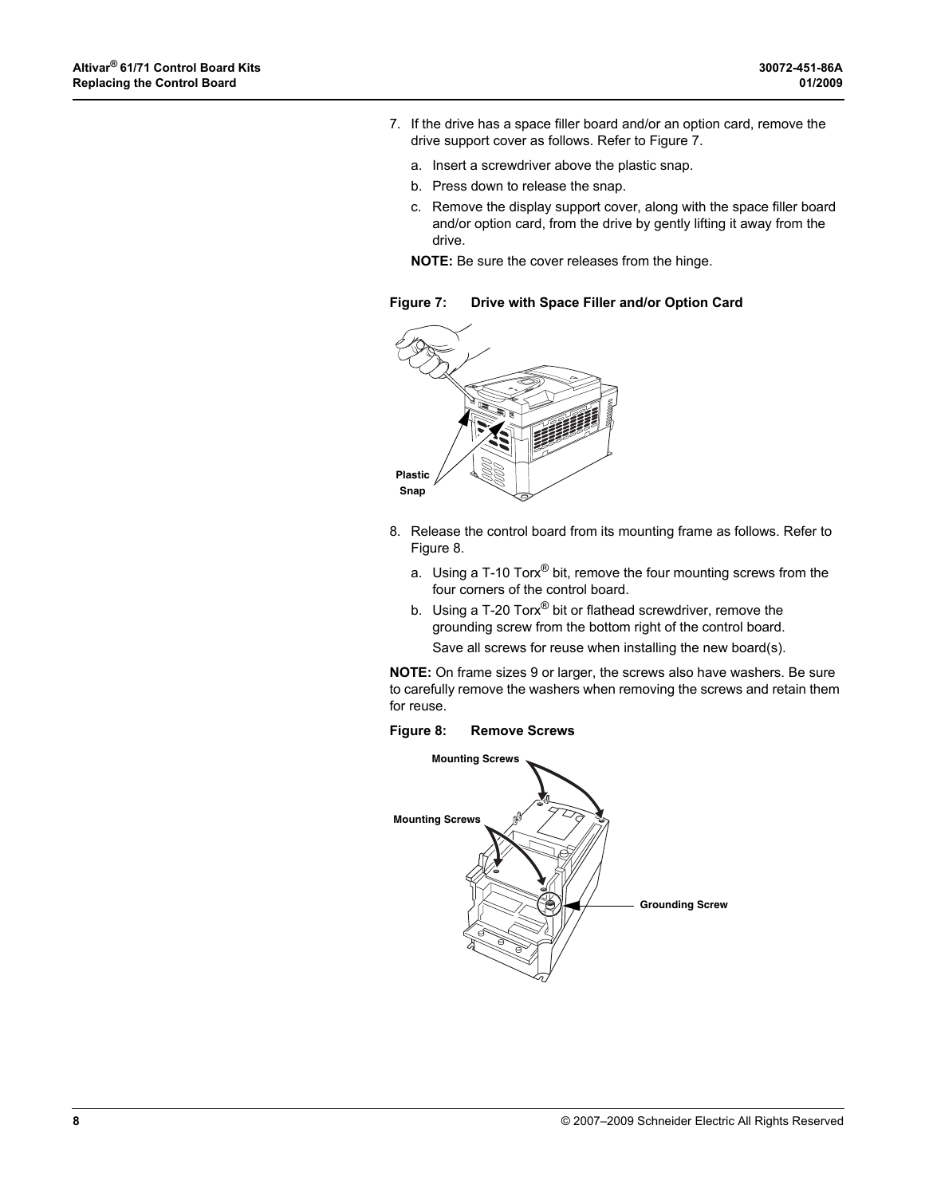7. If the drive has a space filler board and/or an option card, remove the drive support cover as follows. Refer to Figure 7.

   a. Insert a screwdriver above the plastic snap.
   b. Press down to release the snap.
   c. Remove the display support cover, along with the space filler board and/or option card, from the drive by gently lifting it away from the drive.

   **NOTE:** Be sure the cover releases from the hinge.

**Figure 7: Drive with Space Filler and/or Option Card**

Plastic Snap

8. Release the control board from its mounting frame as follows. Refer to Figure 8.

   a. Using a T-10 Torx® bit, remove the four mounting screws from the four corners of the control board.
   b. Using a T-20 Torx® bit or flathead screwdriver, remove the grounding screw from the bottom right of the control board.

      Save all screws for reuse when installing the new board(s).

**NOTE:** On frame sizes 9 or larger, the screws also have washers. Be sure to carefully remove the washers when removing the screws and retain them for reuse.

**Figure 8: Remove Screws**

Mounting Screws

Mounting Screws

Grounding Screw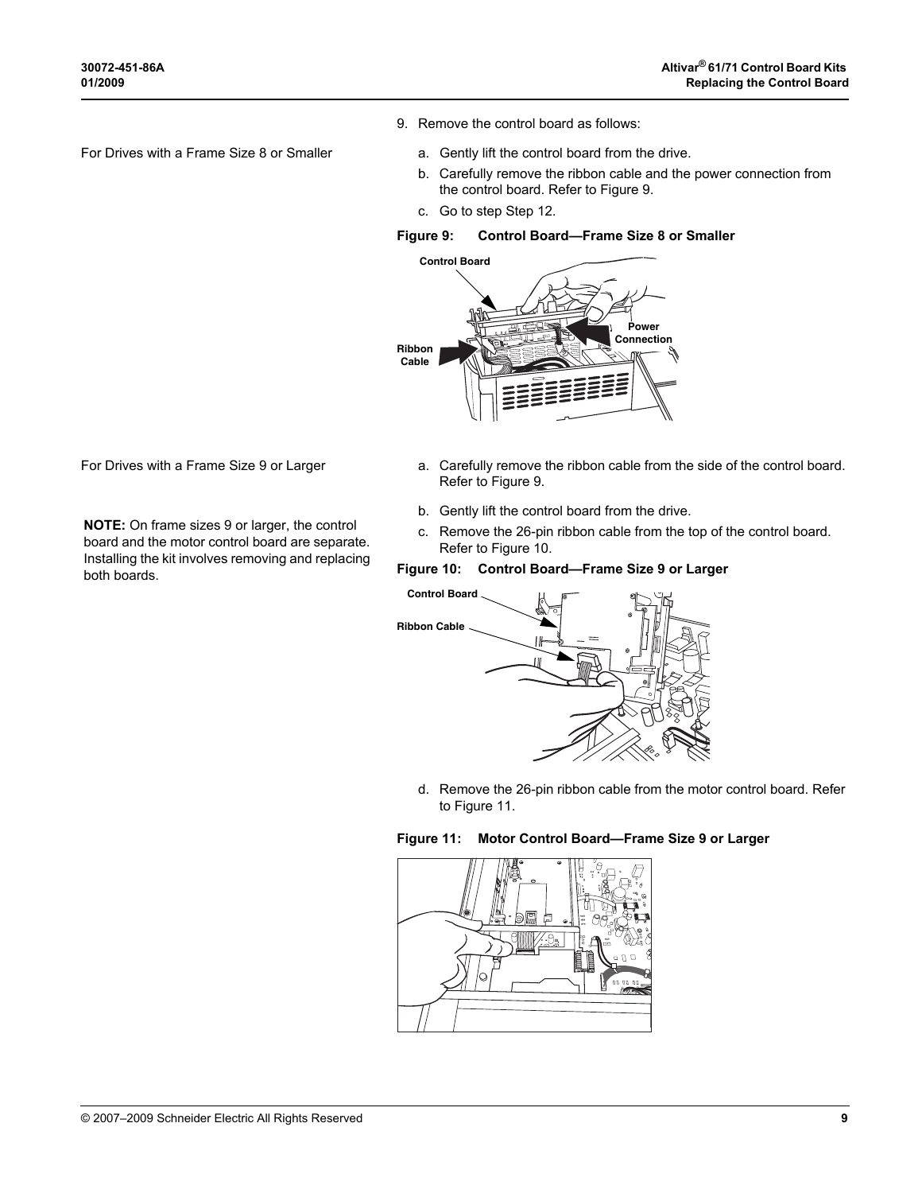9. Remove the control board as follows:

For Drives with a Frame Size 8 or Smaller

a. Gently lift the control board from the drive.
b. Carefully remove the ribbon cable and the power connection from the control board. Refer to Figure 9.
c. Go to step Step 12.

**Figure 9: Control Board—Frame Size 8 or Smaller**

Control Board
Power Connection
Ribbon Cable

For Drives with a Frame Size 9 or Larger

**NOTE:** On frame sizes 9 or larger, the control board and the motor control board are separate. Installing the kit involves removing and replacing both boards.

a. Carefully remove the ribbon cable from the side of the control board. Refer to Figure 9.
b. Gently lift the control board from the drive.
c. Remove the 26-pin ribbon cable from the top of the control board. Refer to Figure 10.

**Figure 10: Control Board—Frame Size 9 or Larger**

Control Board
Ribbon Cable

d. Remove the 26-pin ribbon cable from the motor control board. Refer to Figure 11.

**Figure 11: Motor Control Board—Frame Size 9 or Larger**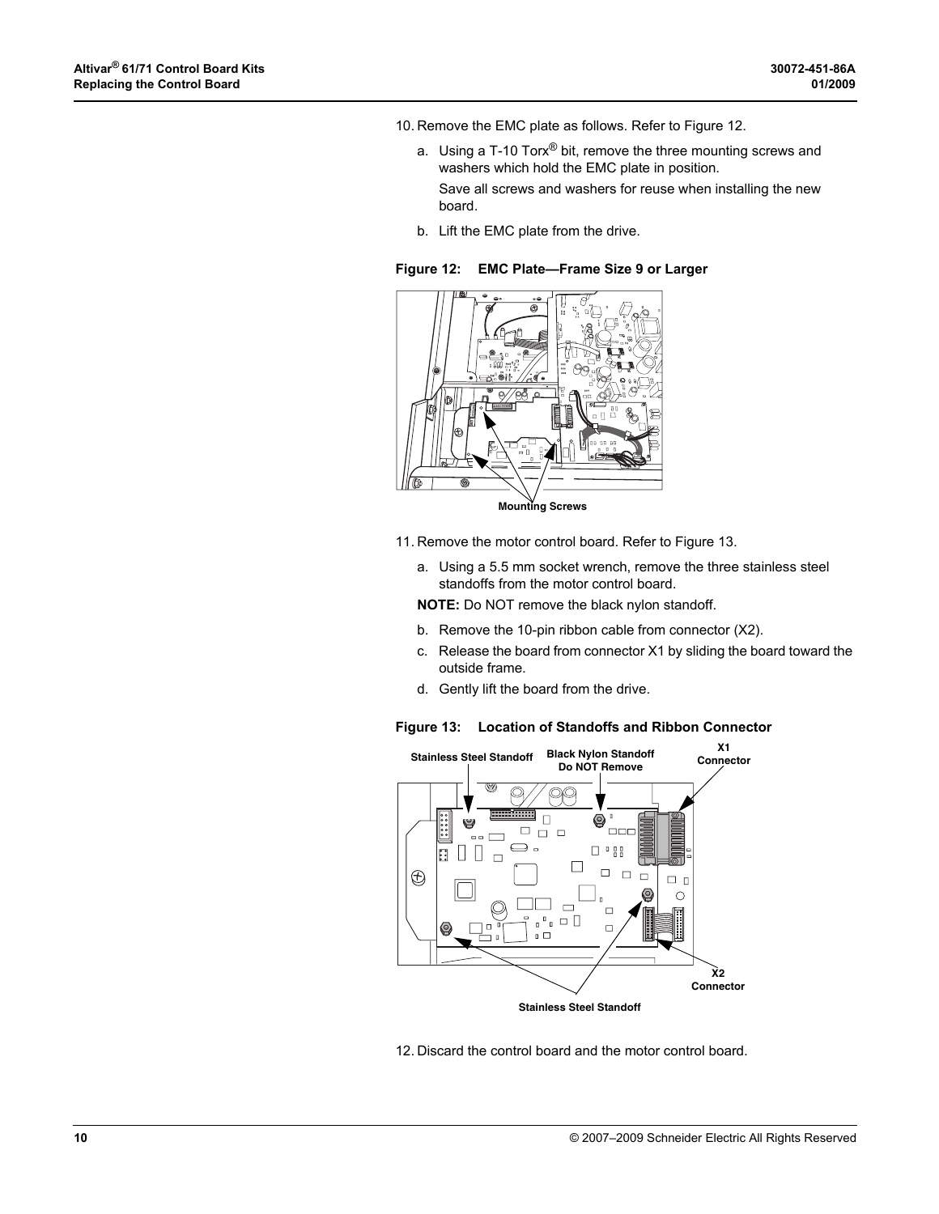10. Remove the EMC plate as follows. Refer to Figure 12.

    a. Using a T-10 Torx® bit, remove the three mounting screws and washers which hold the EMC plate in position.

       Save all screws and washers for reuse when installing the new board.

    b. Lift the EMC plate from the drive.

**Figure 12: EMC Plate—Frame Size 9 or Larger**

Mounting Screws

11. Remove the motor control board. Refer to Figure 13.

    a. Using a 5.5 mm socket wrench, remove the three stainless steel standoffs from the motor control board.

    **NOTE:** Do NOT remove the black nylon standoff.

    b. Remove the 10-pin ribbon cable from connector (X2).

    c. Release the board from connector X1 by sliding the board toward the outside frame.

    d. Gently lift the board from the drive.

**Figure 13: Location of Standoffs and Ribbon Connector**

Stainless Steel Standoff

Black Nylon Standoff Do NOT Remove

X1 Connector

X2 Connector

Stainless Steel Standoff

12. Discard the control board and the motor control board.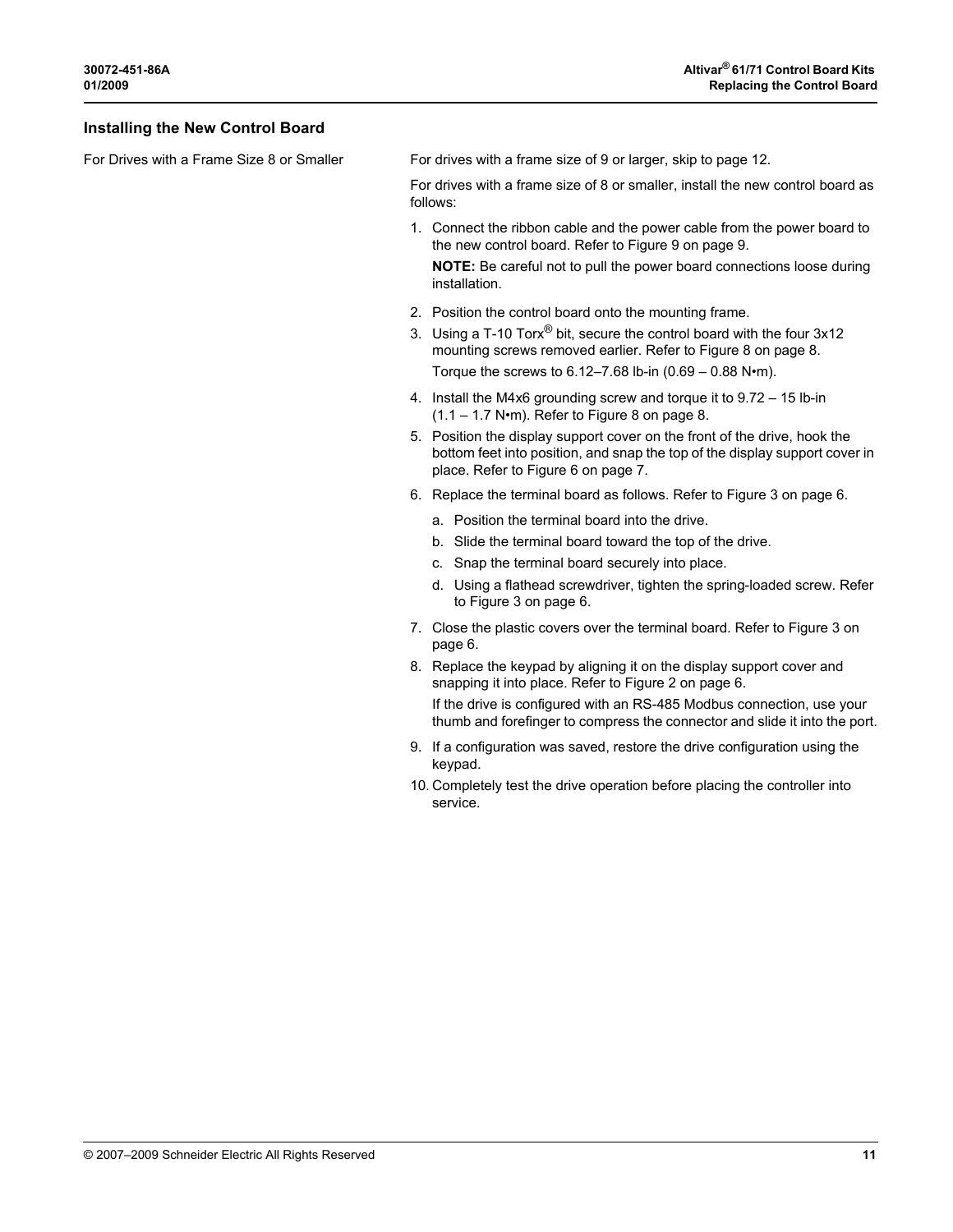## Installing the New Control Board

### For Drives with a Frame Size 8 or Smaller

For drives with a frame size of 9 or larger, skip to page 12.

For drives with a frame size of 8 or smaller, install the new control board as follows:

1. Connect the ribbon cable and the power cable from the power board to the new control board. Refer to Figure 9 on page 9.

   **NOTE:** Be careful not to pull the power board connections loose during installation.

2. Position the control board onto the mounting frame.
3. Using a T-10 Torx® bit, secure the control board with the four 3x12 mounting screws removed earlier. Refer to Figure 8 on page 8.

   Torque the screws to 6.12–7.68 lb-in (0.69 – 0.88 N•m).

4. Install the M4x6 grounding screw and torque it to 9.72 – 15 lb-in (1.1 – 1.7 N•m). Refer to Figure 8 on page 8.
5. Position the display support cover on the front of the drive, hook the bottom feet into position, and snap the top of the display support cover in place. Refer to Figure 6 on page 7.
6. Replace the terminal board as follows. Refer to Figure 3 on page 6.
   a. Position the terminal board into the drive.
   b. Slide the terminal board toward the top of the drive.
   c. Snap the terminal board securely into place.
   d. Using a flathead screwdriver, tighten the spring-loaded screw. Refer to Figure 3 on page 6.
7. Close the plastic covers over the terminal board. Refer to Figure 3 on page 6.
8. Replace the keypad by aligning it on the display support cover and snapping it into place. Refer to Figure 2 on page 6.

   If the drive is configured with an RS-485 Modbus connection, use your thumb and forefinger to compress the connector and slide it into the port.

9. If a configuration was saved, restore the drive configuration using the keypad.
10. Completely test the drive operation before placing the controller into service.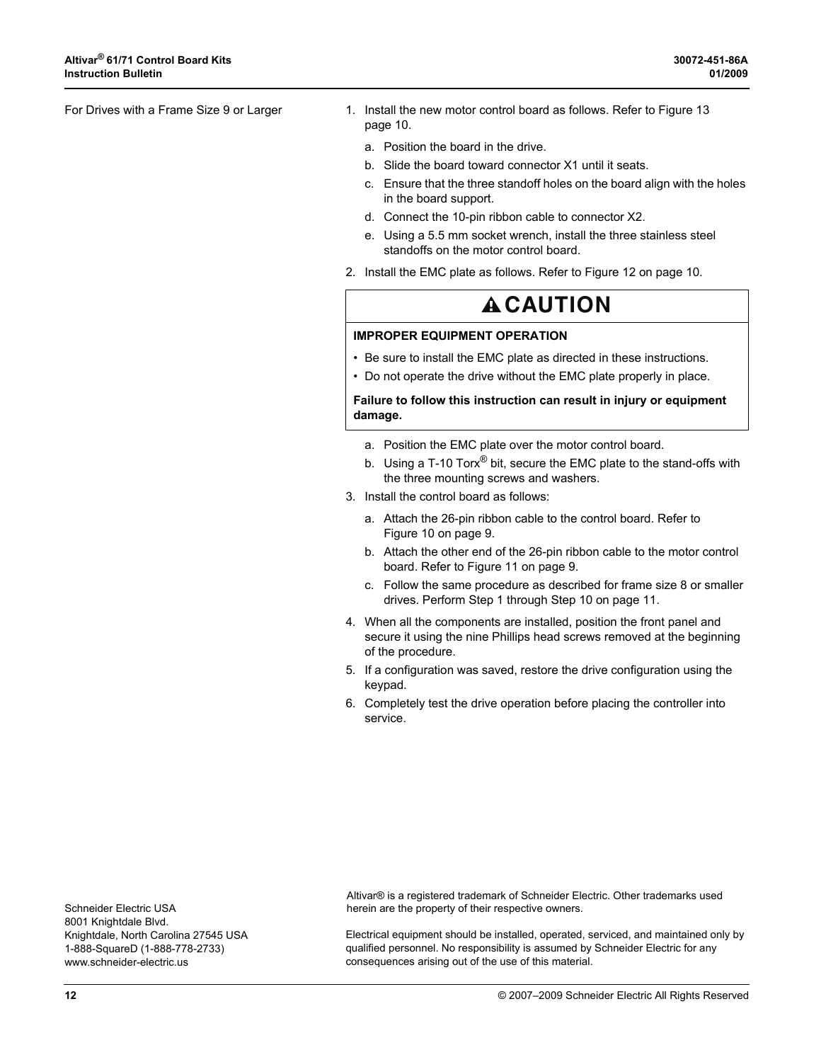For Drives with a Frame Size 9 or Larger

1. Install the new motor control board as follows. Refer to Figure 13 page 10.
   a. Position the board in the drive.
   b. Slide the board toward connector X1 until it seats.
   c. Ensure that the three standoff holes on the board align with the holes in the board support.
   d. Connect the 10-pin ribbon cable to connector X2.
   e. Using a 5.5 mm socket wrench, install the three stainless steel standoffs on the motor control board.
2. Install the EMC plate as follows. Refer to Figure 12 on page 10.

## ⚠ CAUTION

**IMPROPER EQUIPMENT OPERATION**

- Be sure to install the EMC plate as directed in these instructions.
- Do not operate the drive without the EMC plate properly in place.

**Failure to follow this instruction can result in injury or equipment damage.**

   a. Position the EMC plate over the motor control board.
   b. Using a T-10 Torx® bit, secure the EMC plate to the stand-offs with the three mounting screws and washers.
3. Install the control board as follows:
   a. Attach the 26-pin ribbon cable to the control board. Refer to Figure 10 on page 9.
   b. Attach the other end of the 26-pin ribbon cable to the motor control board. Refer to Figure 11 on page 9.
   c. Follow the same procedure as described for frame size 8 or smaller drives. Perform Step 1 through Step 10 on page 11.
4. When all the components are installed, position the front panel and secure it using the nine Phillips head screws removed at the beginning of the procedure.
5. If a configuration was saved, restore the drive configuration using the keypad.
6. Completely test the drive operation before placing the controller into service.

Schneider Electric USA
8001 Knightdale Blvd.
Knightdale, North Carolina 27545 USA
1-888-SquareD (1-888-778-2733)
www.schneider-electric.us

Altivar® is a registered trademark of Schneider Electric. Other trademarks used herein are the property of their respective owners.

Electrical equipment should be installed, operated, serviced, and maintained only by qualified personnel. No responsibility is assumed by Schneider Electric for any consequences arising out of the use of this material.

© 2007–2009 Schneider Electric All Rights Reserved